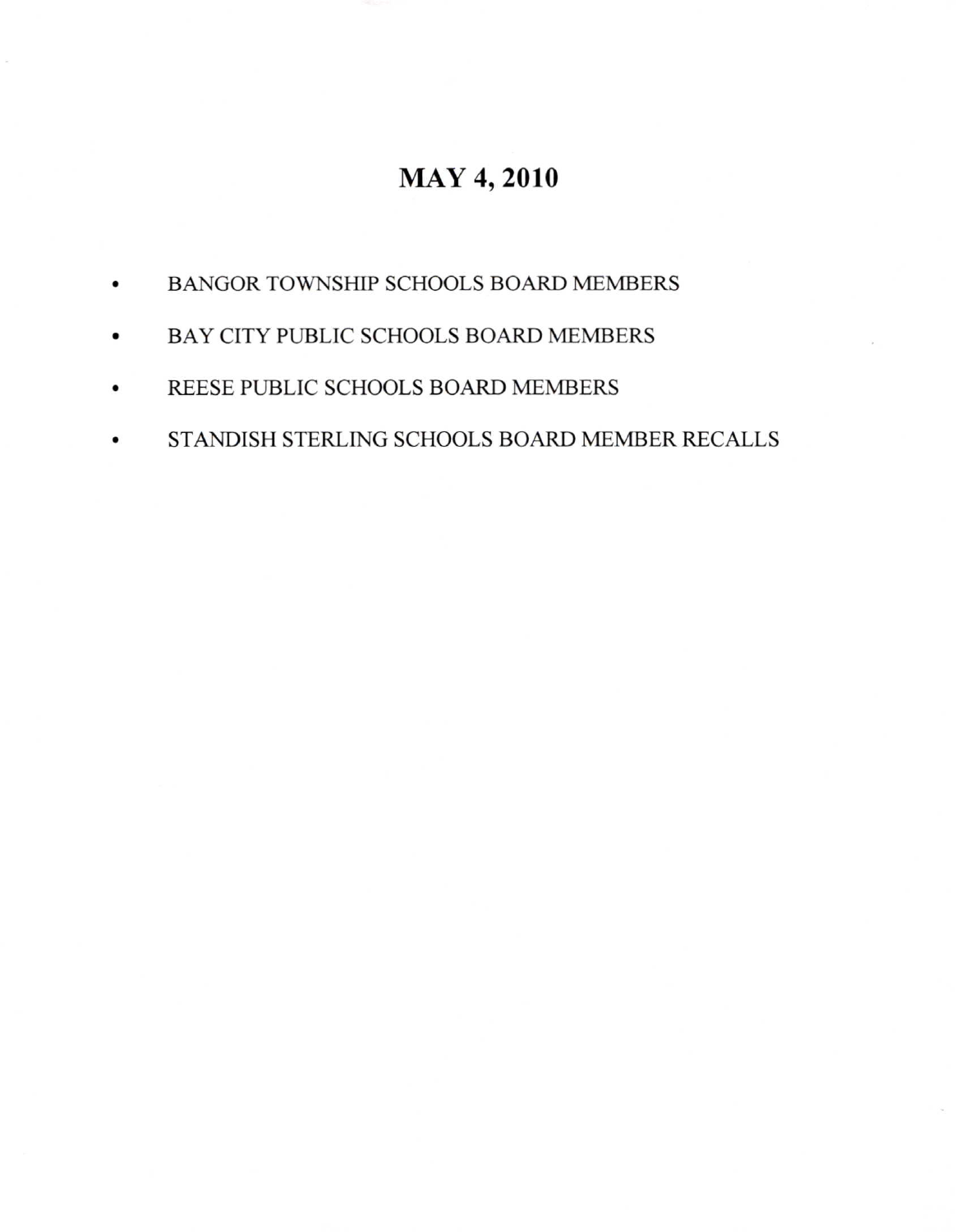# MAY 4, 2010

- BANGOR TOWNSHIP SCHOOLS BOARD MEMBERS
- BAY CITY PUBLIC SCHOOLS BOARD MEMBERS
- REESE PUBLIC SCHOOLS BOARD MEMBERS
- STANDISH STERLING SCHOOLS BOARD MEMBER RECALLS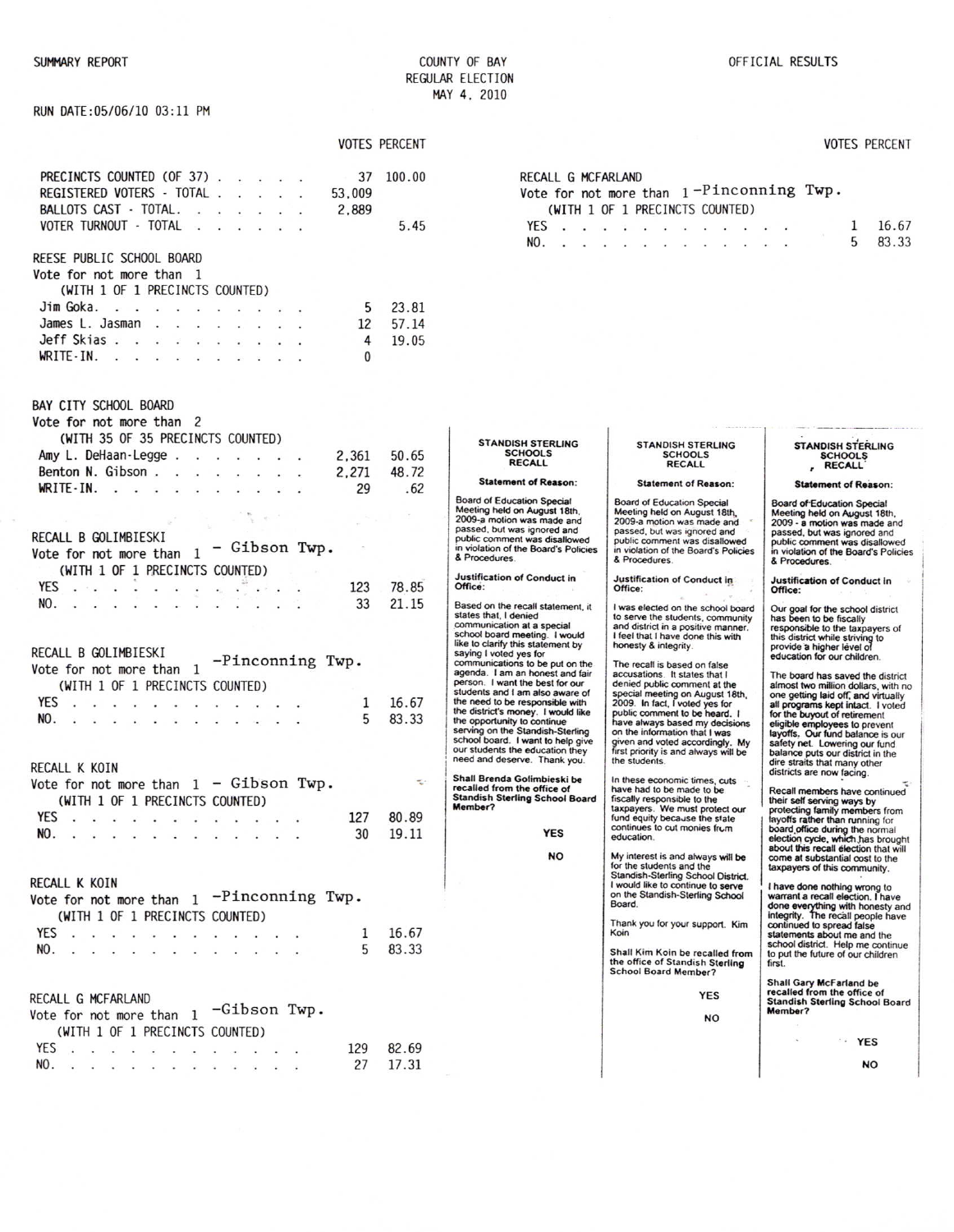SUMMARY REPORT

COUNTY OF BAY
REGULAR ELECTION
MAY 4, 2010

OFFICIAL RESULTS

RUN DATE:05/06/10 03:11 PM

| | VOTES | PERCENT |
|---|---|---|
| PRECINCTS COUNTED (OF 37) | 37 | 100.00 |
| REGISTERED VOTERS - TOTAL | 53,009 | |
| BALLOTS CAST - TOTAL | 2,889 | |
| VOTER TURNOUT - TOTAL | | 5.45 |

**REESE PUBLIC SCHOOL BOARD**
Vote for not more than 1
(WITH 1 OF 1 PRECINCTS COUNTED)

| | VOTES | PERCENT |
|---|---|---|
| Jim Goka | 5 | 23.81 |
| James L. Jasman | 12 | 57.14 |
| Jeff Skias | 4 | 19.05 |
| WRITE-IN | 0 | |

**BAY CITY SCHOOL BOARD**
Vote for not more than 2
(WITH 35 OF 35 PRECINCTS COUNTED)

| | VOTES | PERCENT |
|---|---|---|
| Amy L. DeHaan-Legge | 2,361 | 50.65 |
| Benton N. Gibson | 2,271 | 48.72 |
| WRITE-IN | 29 | .62 |

**RECALL B GOLIMBIESKI**
Vote for not more than 1 - Gibson Twp.
(WITH 1 OF 1 PRECINCTS COUNTED)

| | VOTES | PERCENT |
|---|---|---|
| YES | 123 | 78.85 |
| NO | 33 | 21.15 |

**RECALL B GOLIMBIESKI**
Vote for not more than 1 -Pinconning Twp.
(WITH 1 OF 1 PRECINCTS COUNTED)

| | VOTES | PERCENT |
|---|---|---|
| YES | 1 | 16.67 |
| NO | 5 | 83.33 |

**RECALL K KOIN**
Vote for not more than 1 - Gibson Twp.
(WITH 1 OF 1 PRECINCTS COUNTED)

| | VOTES | PERCENT |
|---|---|---|
| YES | 127 | 80.89 |
| NO | 30 | 19.11 |

**RECALL K KOIN**
Vote for not more than 1 -Pinconning Twp.
(WITH 1 OF 1 PRECINCTS COUNTED)

| | VOTES | PERCENT |
|---|---|---|
| YES | 1 | 16.67 |
| NO | 5 | 83.33 |

**RECALL G MCFARLAND**
Vote for not more than 1 -Gibson Twp.
(WITH 1 OF 1 PRECINCTS COUNTED)

| | VOTES | PERCENT |
|---|---|---|
| YES | 129 | 82.69 |
| NO | 27 | 17.31 |

**RECALL G MCFARLAND**
Vote for not more than 1 -Pinconning Twp.
(WITH 1 OF 1 PRECINCTS COUNTED)

| | VOTES | PERCENT |
|---|---|---|
| YES | 1 | 16.67 |
| NO | 5 | 83.33 |

## STANDISH STERLING SCHOOLS RECALL

**Statement of Reason:**

Board of Education Special Meeting held on August 18th, 2009-a motion was made and passed, but was ignored and public comment was disallowed in violation of the Board's Policies & Procedures.

**Justification of Conduct in Office:**

Based on the recall statement, it states that, I denied communication at a special school board meeting. I would like to clarify this statement by saying I voted yes for communications to be put on the agenda. I am an honest and fair person. I want the best for our students and I am also aware of the need to be responsible with the district's money. I would like the opportunity to continue serving on the Standish-Sterling school board. I want to help give our students the education they need and deserve. Thank you.

**Shall Brenda Golimbieski be recalled from the office of Standish Sterling School Board Member?**

**YES**

**NO**

## STANDISH STERLING SCHOOLS RECALL

**Statement of Reason:**

Board of Education Special Meeting held on August 18th, 2009-a motion was made and passed, but was ignored and public comment was disallowed in violation of the Board's Policies & Procedures.

**Justification of Conduct in Office:**

I was elected on the school board to serve the students, community and district in a positive manner. I feel that I have done this with honesty & integrity.

The recall is based on false accusations. It states that I denied public comment at the special meeting on August 18th, 2009. In fact, I voted yes for public comment to be heard. I have always based my decisions on the information that I was given and voted accordingly. My first priority is and always will be the students.

In these economic times, cuts have had to be made to be fiscally responsible to the taxpayers. We must protect our fund equity because the state continues to cut monies from education.

My interest is and always will be for the students and the Standish-Sterling School District. I would like to continue to serve on the Standish-Sterling School Board.

Thank you for your support. Kim Koin

**Shall Kim Koin be recalled from the office of Standish Sterling School Board Member?**

**YES**

**NO**

## STANDISH STERLING SCHOOLS RECALL

**Statement of Reason:**

Board of Education Special Meeting held on August 18th, 2009 - a motion was made and passed, but was ignored and public comment was disallowed in violation of the Board's Policies & Procedures.

**Justification of Conduct in Office:**

Our goal for the school district has been to be fiscally responsible to the taxpayers of this district while striving to provide a higher level of education for our children.

The board has saved the district almost two million dollars, with no one getting laid off, and virtually all programs kept intact. I voted for the buyout of retirement eligible employees to prevent layoffs. Our fund balance is our safety net. Lowering our fund balance puts our district in the dire straits that many other districts are now facing.

Recall members have continued their self serving ways by protecting family members from layoffs rather than running for board office during the normal election cycle, which has brought about this recall election that will come at substantial cost to the taxpayers of this community.

I have done nothing wrong to warrant a recall election. I have done everything with honesty and integrity. The recall people have continued to spread false statements about me and the school district. Help me continue to put the future of our children first.

**Shall Gary McFarland be recalled from the office of Standish Sterling School Board Member?**

**YES**

**NO**